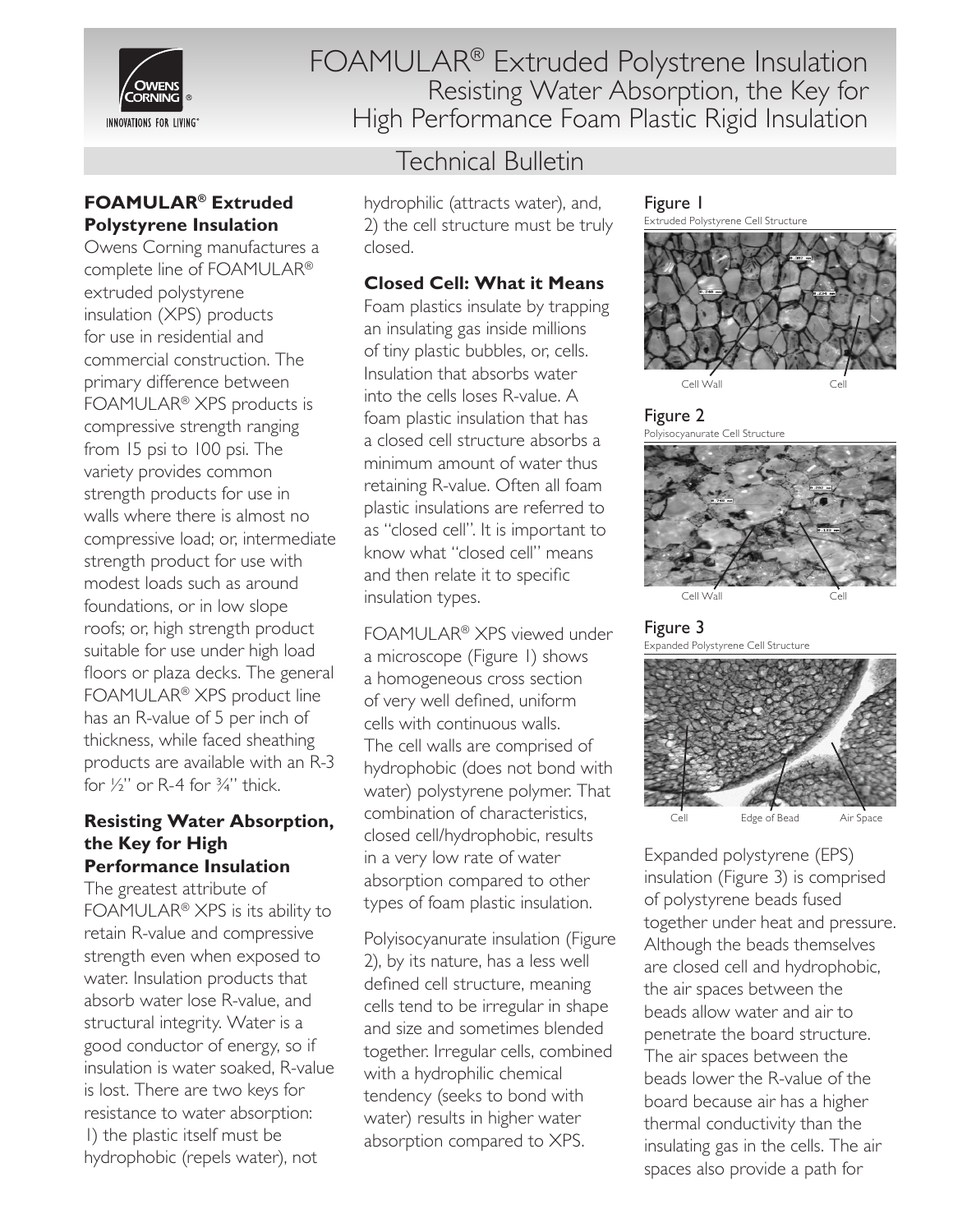# FOAMULAR® Extruded Polystrene Insulation
## Resisting Water Absorption, the Key for High Performance Foam Plastic Rigid Insulation

## Technical Bulletin

### FOAMULAR® Extruded Polystyrene Insulation

Owens Corning manufactures a complete line of FOAMULAR® extruded polystyrene insulation (XPS) products for use in residential and commercial construction. The primary difference between FOAMULAR® XPS products is compressive strength ranging from 15 psi to 100 psi. The variety provides common strength products for use in walls where there is almost no compressive load; or, intermediate strength product for use with modest loads such as around foundations, or in low slope roofs; or, high strength product suitable for use under high load floors or plaza decks. The general FOAMULAR® XPS product line has an R-value of 5 per inch of thickness, while faced sheathing products are available with an R-3 for ½" or R-4 for ¾" thick.

### Resisting Water Absorption, the Key for High Performance Insulation

The greatest attribute of FOAMULAR® XPS is its ability to retain R-value and compressive strength even when exposed to water. Insulation products that absorb water lose R-value, and structural integrity. Water is a good conductor of energy, so if insulation is water soaked, R-value is lost. There are two keys for resistance to water absorption: 1) the plastic itself must be hydrophobic (repels water), not hydrophilic (attracts water), and, 2) the cell structure must be truly closed.

### Closed Cell: What it Means

Foam plastics insulate by trapping an insulating gas inside millions of tiny plastic bubbles, or, cells. Insulation that absorbs water into the cells loses R-value. A foam plastic insulation that has a closed cell structure absorbs a minimum amount of water thus retaining R-value. Often all foam plastic insulations are referred to as "closed cell". It is important to know what "closed cell" means and then relate it to specific insulation types.

FOAMULAR® XPS viewed under a microscope (Figure 1) shows a homogeneous cross section of very well defined, uniform cells with continuous walls. The cell walls are comprised of hydrophobic (does not bond with water) polystyrene polymer. That combination of characteristics, closed cell/hydrophobic, results in a very low rate of water absorption compared to other types of foam plastic insulation.

Polyisocyanurate insulation (Figure 2), by its nature, has a less well defined cell structure, meaning cells tend to be irregular in shape and size and sometimes blended together. Irregular cells, combined with a hydrophilic chemical tendency (seeks to bond with water) results in higher water absorption compared to XPS.

Figure 1
Extruded Polystyrene Cell Structure

Cell Wall — Cell

Figure 2
Polyisocyanurate Cell Structure

Cell Wall — Cell

Figure 3
Expanded Polystyrene Cell Structure

Cell — Edge of Bead — Air Space

Expanded polystyrene (EPS) insulation (Figure 3) is comprised of polystyrene beads fused together under heat and pressure. Although the beads themselves are closed cell and hydrophobic, the air spaces between the beads allow water and air to penetrate the board structure. The air spaces between the beads lower the R-value of the board because air has a higher thermal conductivity than the insulating gas in the cells. The air spaces also provide a path for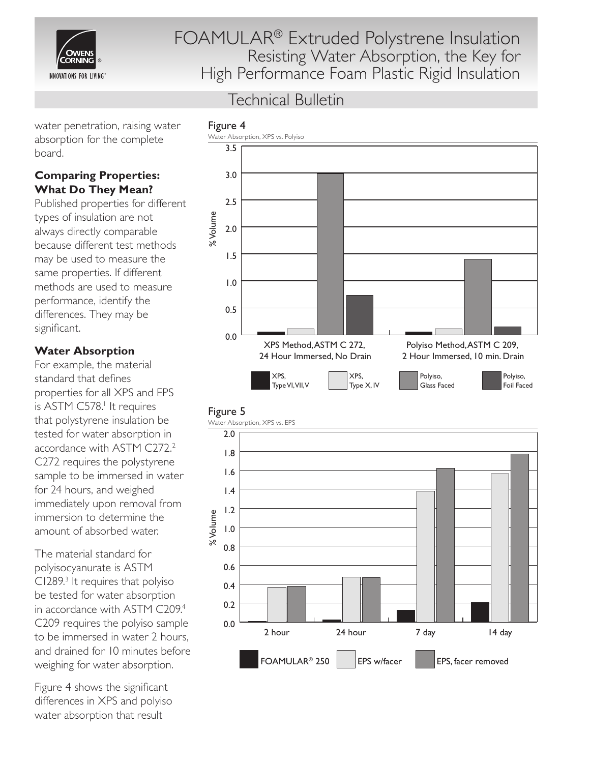water penetration, raising water absorption for the complete board.

### Comparing Properties: What Do They Mean?

Published properties for different types of insulation are not always directly comparable because different test methods may be used to measure the same properties. If different methods are used to measure performance, identify the differences. They may be significant.

### Water Absorption

For example, the material standard that defines properties for all XPS and EPS is ASTM C578.[1] It requires that polystyrene insulation be tested for water absorption in accordance with ASTM C272.[2] C272 requires the polystyrene sample to be immersed in water for 24 hours, and weighed immediately upon removal from immersion to determine the amount of absorbed water.

The material standard for polyisocyanurate is ASTM C1289.[3] It requires that polyiso be tested for water absorption in accordance with ASTM C209.[4] C209 requires the polyiso sample to be immersed in water 2 hours, and drained for 10 minutes before weighing for water absorption.

Figure 4 shows the significant differences in XPS and polyiso water absorption that result

Figure 4

Water Absorption, XPS vs. Polyiso

Figure 5

Water Absorption, XPS vs. EPS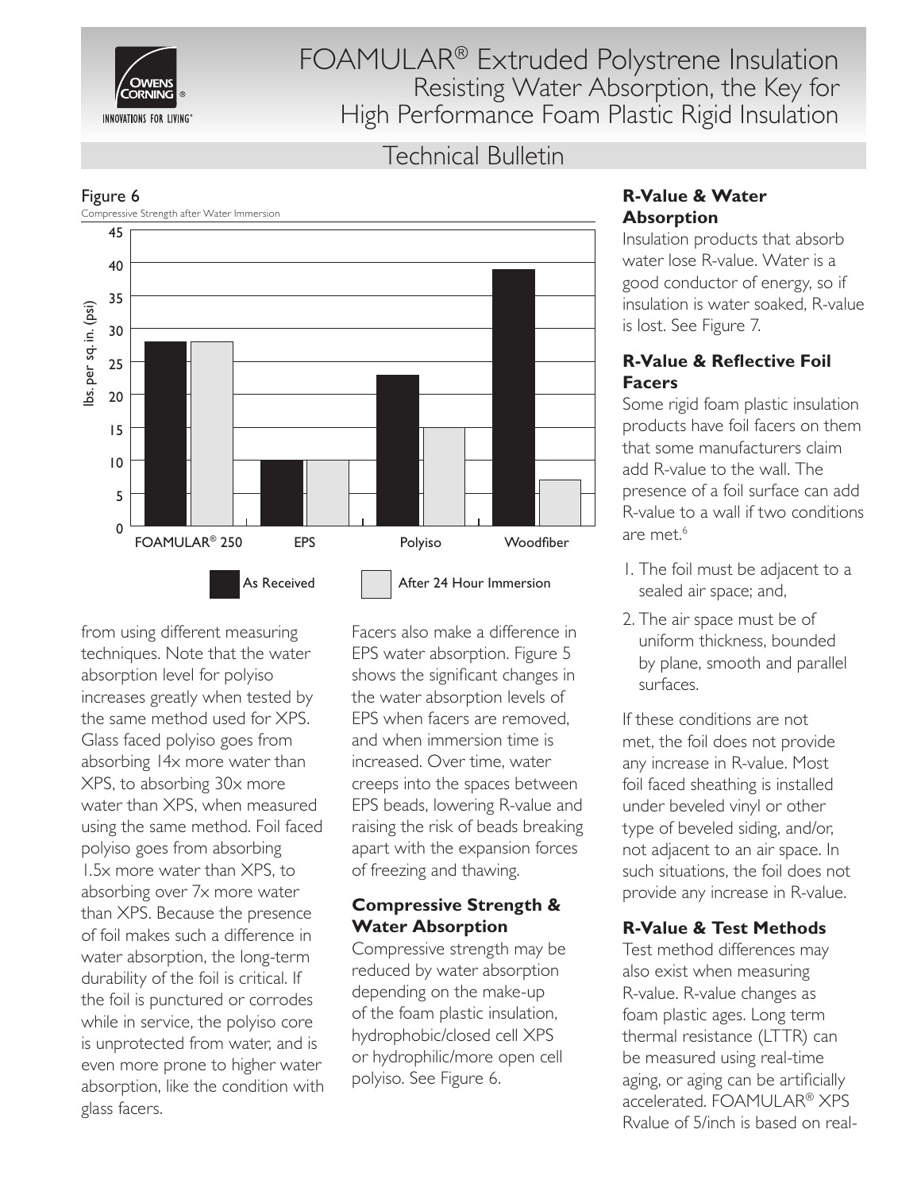# FOAMULAR® Extruded Polystrene Insulation
## Resisting Water Absorption, the Key for High Performance Foam Plastic Rigid Insulation

## Technical Bulletin

**Figure 6**

Compressive Strength after Water Immersion

| Product | As Received (psi) | After 24 Hour Immersion (psi) |
|---|---|---|
| FOAMULAR® 250 | 28 | 28 |
| EPS | 10 | 10 |
| Polyiso | 23 | 15 |
| Woodfiber | 39 | 7 |

from using different measuring techniques. Note that the water absorption level for polyiso increases greatly when tested by the same method used for XPS. Glass faced polyiso goes from absorbing 14x more water than XPS, to absorbing 30x more water than XPS, when measured using the same method. Foil faced polyiso goes from absorbing 1.5x more water than XPS, to absorbing over 7x more water than XPS. Because the presence of foil makes such a difference in water absorption, the long-term durability of the foil is critical. If the foil is punctured or corrodes while in service, the polyiso core is unprotected from water, and is even more prone to higher water absorption, like the condition with glass facers.

Facers also make a difference in EPS water absorption. Figure 5 shows the significant changes in the water absorption levels of EPS when facers are removed, and when immersion time is increased. Over time, water creeps into the spaces between EPS beads, lowering R-value and raising the risk of beads breaking apart with the expansion forces of freezing and thawing.

### Compressive Strength & Water Absorption

Compressive strength may be reduced by water absorption depending on the make-up of the foam plastic insulation, hydrophobic/closed cell XPS or hydrophilic/more open cell polyiso. See Figure 6.

### R-Value & Water Absorption

Insulation products that absorb water lose R-value. Water is a good conductor of energy, so if insulation is water soaked, R-value is lost. See Figure 7.

### R-Value & Reflective Foil Facers

Some rigid foam plastic insulation products have foil facers on them that some manufacturers claim add R-value to the wall. The presence of a foil surface can add R-value to a wall if two conditions are met.[6]

1. The foil must be adjacent to a sealed air space; and,
2. The air space must be of uniform thickness, bounded by plane, smooth and parallel surfaces.

If these conditions are not met, the foil does not provide any increase in R-value. Most foil faced sheathing is installed under beveled vinyl or other type of beveled siding, and/or, not adjacent to an air space. In such situations, the foil does not provide any increase in R-value.

### R-Value & Test Methods

Test method differences may also exist when measuring R-value. R-value changes as foam plastic ages. Long term thermal resistance (LTTR) can be measured using real-time aging, or aging can be artificially accelerated. FOAMULAR® XPS Rvalue of 5/inch is based on real-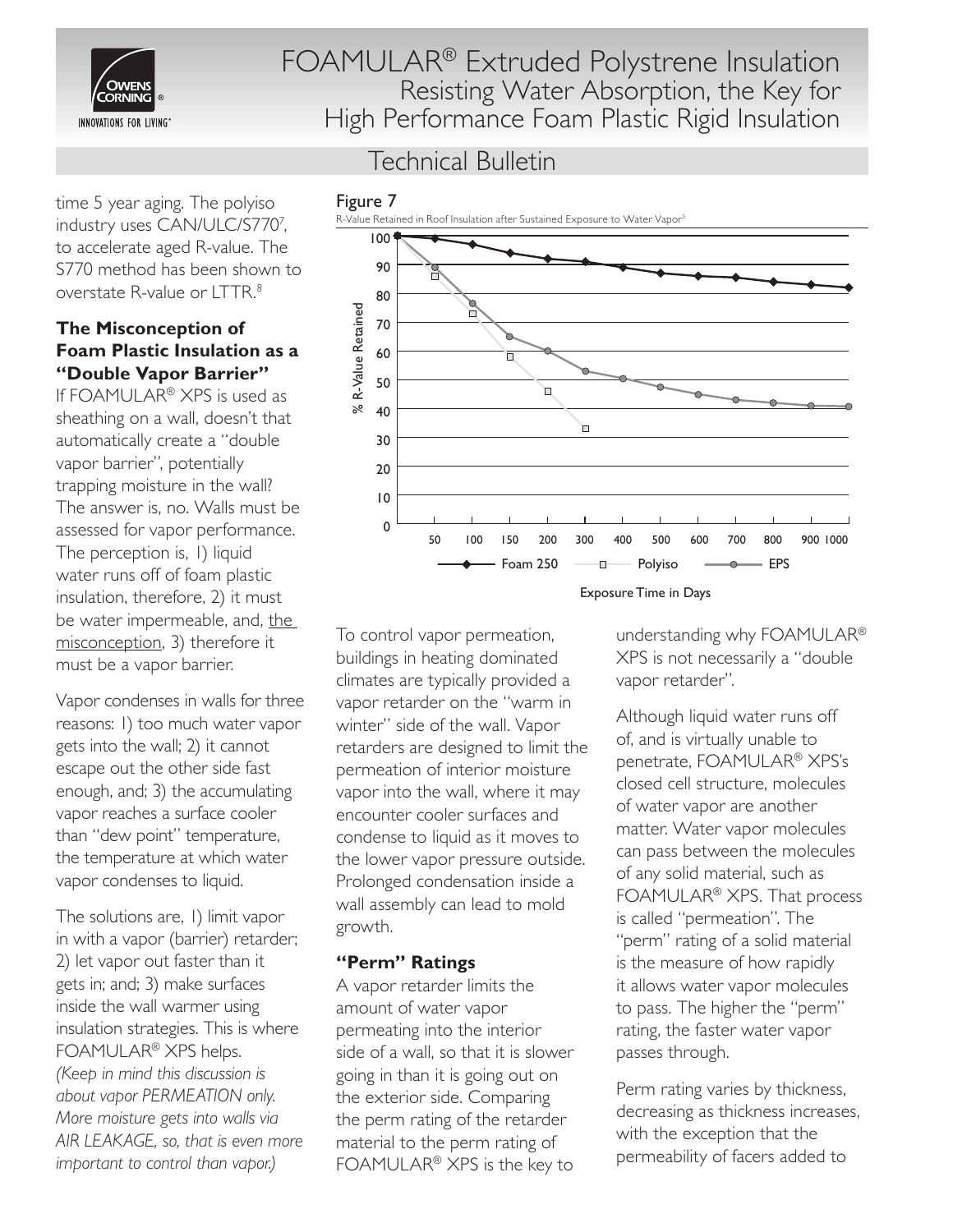time 5 year aging. The polyiso industry uses CAN/ULC/S770[7], to accelerate aged R-value. The S770 method has been shown to overstate R-value or LTTR.[8]

### The Misconception of Foam Plastic Insulation as a "Double Vapor Barrier"

If FOAMULAR® XPS is used as sheathing on a wall, doesn't that automatically create a "double vapor barrier", potentially trapping moisture in the wall? The answer is, no. Walls must be assessed for vapor performance. The perception is, 1) liquid water runs off of foam plastic insulation, therefore, 2) it must be water impermeable, and, the misconception, 3) therefore it must be a vapor barrier.

Vapor condenses in walls for three reasons: 1) too much water vapor gets into the wall; 2) it cannot escape out the other side fast enough, and; 3) the accumulating vapor reaches a surface cooler than "dew point" temperature, the temperature at which water vapor condenses to liquid.

The solutions are, 1) limit vapor in with a vapor (barrier) retarder; 2) let vapor out faster than it gets in; and; 3) make surfaces inside the wall warmer using insulation strategies. This is where FOAMULAR® XPS helps. *(Keep in mind this discussion is about vapor PERMEATION only. More moisture gets into walls via AIR LEAKAGE, so, that is even more important to control than vapor.)*

Figure 7

R-Value Retained in Roof Insulation after Sustained Exposure to Water Vapor[5]

To control vapor permeation, buildings in heating dominated climates are typically provided a vapor retarder on the "warm in winter" side of the wall. Vapor retarders are designed to limit the permeation of interior moisture vapor into the wall, where it may encounter cooler surfaces and condense to liquid as it moves to the lower vapor pressure outside. Prolonged condensation inside a wall assembly can lead to mold growth.

### "Perm" Ratings

A vapor retarder limits the amount of water vapor permeating into the interior side of a wall, so that it is slower going in than it is going out on the exterior side. Comparing the perm rating of the retarder material to the perm rating of FOAMULAR® XPS is the key to understanding why FOAMULAR® XPS is not necessarily a "double vapor retarder".

Although liquid water runs off of, and is virtually unable to penetrate, FOAMULAR® XPS's closed cell structure, molecules of water vapor are another matter. Water vapor molecules can pass between the molecules of any solid material, such as FOAMULAR® XPS. That process is called "permeation". The "perm" rating of a solid material is the measure of how rapidly it allows water vapor molecules to pass. The higher the "perm" rating, the faster water vapor passes through.

Perm rating varies by thickness, decreasing as thickness increases, with the exception that the permeability of facers added to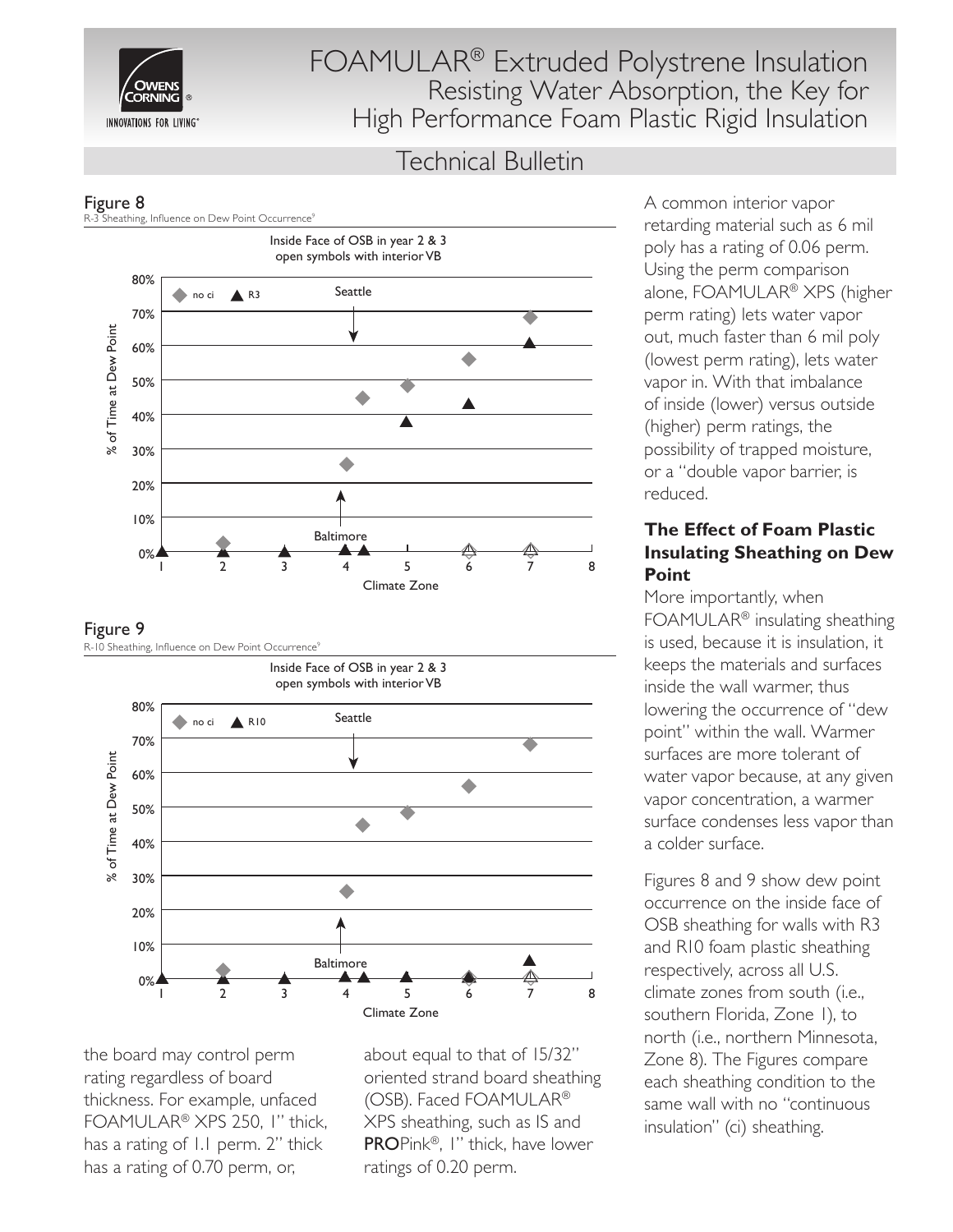Figure 8

R-3 Sheathing, Influence on Dew Point Occurrence[9]

Figure 9

R-10 Sheathing, Influence on Dew Point Occurrence[9]

the board may control perm rating regardless of board thickness. For example, unfaced FOAMULAR® XPS 250, 1" thick, has a rating of 1.1 perm. 2" thick has a rating of 0.70 perm, or, about equal to that of 15/32" oriented strand board sheathing (OSB). Faced FOAMULAR® XPS sheathing, such as IS and **PRO**Pink®, 1" thick, have lower ratings of 0.20 perm.

A common interior vapor retarding material such as 6 mil poly has a rating of 0.06 perm. Using the perm comparison alone, FOAMULAR® XPS (higher perm rating) lets water vapor out, much faster than 6 mil poly (lowest perm rating), lets water vapor in. With that imbalance of inside (lower) versus outside (higher) perm ratings, the possibility of trapped moisture, or a "double vapor barrier, is reduced.

## The Effect of Foam Plastic Insulating Sheathing on Dew Point

More importantly, when FOAMULAR® insulating sheathing is used, because it is insulation, it keeps the materials and surfaces inside the wall warmer, thus lowering the occurrence of "dew point" within the wall. Warmer surfaces are more tolerant of water vapor because, at any given vapor concentration, a warmer surface condenses less vapor than a colder surface.

Figures 8 and 9 show dew point occurrence on the inside face of OSB sheathing for walls with R3 and R10 foam plastic sheathing respectively, across all U.S. climate zones from south (i.e., southern Florida, Zone 1), to north (i.e., northern Minnesota, Zone 8). The Figures compare each sheathing condition to the same wall with no "continuous insulation" (ci) sheathing.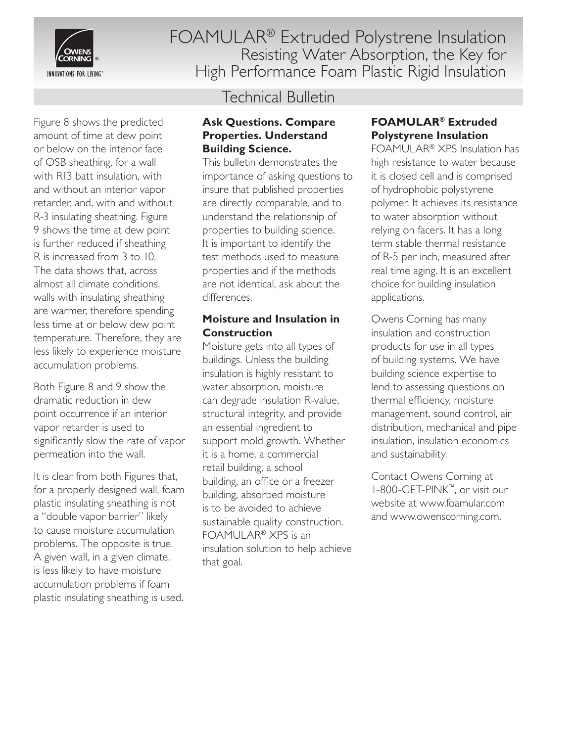Figure 8 shows the predicted amount of time at dew point or below on the interior face of OSB sheathing, for a wall with R13 batt insulation, with and without an interior vapor retarder, and, with and without R-3 insulating sheathing. Figure 9 shows the time at dew point is further reduced if sheathing R is increased from 3 to 10. The data shows that, across almost all climate conditions, walls with insulating sheathing are warmer, therefore spending less time at or below dew point temperature. Therefore, they are less likely to experience moisture accumulation problems.

Both Figure 8 and 9 show the dramatic reduction in dew point occurrence if an interior vapor retarder is used to significantly slow the rate of vapor permeation into the wall.

It is clear from both Figures that, for a properly designed wall, foam plastic insulating sheathing is not a "double vapor barrier" likely to cause moisture accumulation problems. The opposite is true. A given wall, in a given climate, is less likely to have moisture accumulation problems if foam plastic insulating sheathing is used.

### Ask Questions. Compare Properties. Understand Building Science.

This bulletin demonstrates the importance of asking questions to insure that published properties are directly comparable, and to understand the relationship of properties to building science. It is important to identify the test methods used to measure properties and if the methods are not identical, ask about the differences.

### Moisture and Insulation in Construction

Moisture gets into all types of buildings. Unless the building insulation is highly resistant to water absorption, moisture can degrade insulation R-value, structural integrity, and provide an essential ingredient to support mold growth. Whether it is a home, a commercial retail building, a school building, an office or a freezer building, absorbed moisture is to be avoided to achieve sustainable quality construction. FOAMULAR® XPS is an insulation solution to help achieve that goal.

### FOAMULAR® Extruded Polystyrene Insulation

FOAMULAR® XPS Insulation has high resistance to water because it is closed cell and is comprised of hydrophobic polystyrene polymer. It achieves its resistance to water absorption without relying on facers. It has a long term stable thermal resistance of R-5 per inch, measured after real time aging. It is an excellent choice for building insulation applications.

Owens Corning has many insulation and construction products for use in all types of building systems. We have building science expertise to lend to assessing questions on thermal efficiency, moisture management, sound control, air distribution, mechanical and pipe insulation, insulation economics and sustainability.

Contact Owens Corning at 1-800-GET-PINK™, or visit our website at www.foamular.com and www.owenscorning.com.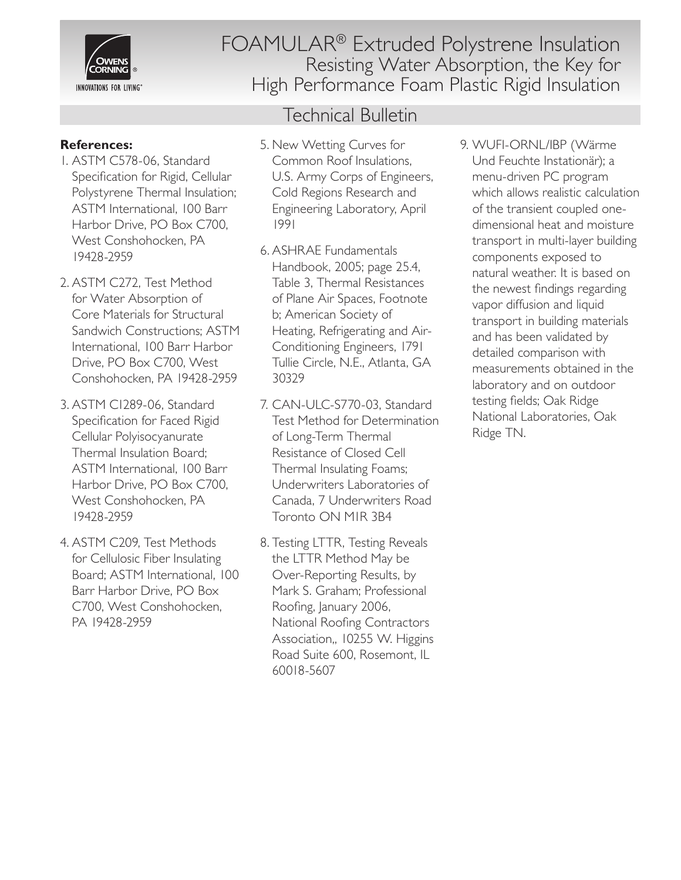# FOAMULAR® Extruded Polystrene Insulation
## Resisting Water Absorption, the Key for High Performance Foam Plastic Rigid Insulation

## Technical Bulletin

**References:**

1. ASTM C578-06, Standard Specification for Rigid, Cellular Polystyrene Thermal Insulation; ASTM International, 100 Barr Harbor Drive, PO Box C700, West Conshohocken, PA 19428-2959
2. ASTM C272, Test Method for Water Absorption of Core Materials for Structural Sandwich Constructions; ASTM International, 100 Barr Harbor Drive, PO Box C700, West Conshohocken, PA 19428-2959
3. ASTM C1289-06, Standard Specification for Faced Rigid Cellular Polyisocyanurate Thermal Insulation Board; ASTM International, 100 Barr Harbor Drive, PO Box C700, West Conshohocken, PA 19428-2959
4. ASTM C209, Test Methods for Cellulosic Fiber Insulating Board; ASTM International, 100 Barr Harbor Drive, PO Box C700, West Conshohocken, PA 19428-2959
5. New Wetting Curves for Common Roof Insulations, U.S. Army Corps of Engineers, Cold Regions Research and Engineering Laboratory, April 1991
6. ASHRAE Fundamentals Handbook, 2005; page 25.4, Table 3, Thermal Resistances of Plane Air Spaces, Footnote b; American Society of Heating, Refrigerating and Air-Conditioning Engineers, 1791 Tullie Circle, N.E., Atlanta, GA 30329
7. CAN-ULC-S770-03, Standard Test Method for Determination of Long-Term Thermal Resistance of Closed Cell Thermal Insulating Foams; Underwriters Laboratories of Canada, 7 Underwriters Road Toronto ON M1R 3B4
8. Testing LTTR, Testing Reveals the LTTR Method May be Over-Reporting Results, by Mark S. Graham; Professional Roofing, January 2006, National Roofing Contractors Association,, 10255 W. Higgins Road Suite 600, Rosemont, IL 60018-5607
9. WUFI-ORNL/IBP (Wärme Und Feuchte Instationär); a menu-driven PC program which allows realistic calculation of the transient coupled one-dimensional heat and moisture transport in multi-layer building components exposed to natural weather. It is based on the newest findings regarding vapor diffusion and liquid transport in building materials and has been validated by detailed comparison with measurements obtained in the laboratory and on outdoor testing fields; Oak Ridge National Laboratories, Oak Ridge TN.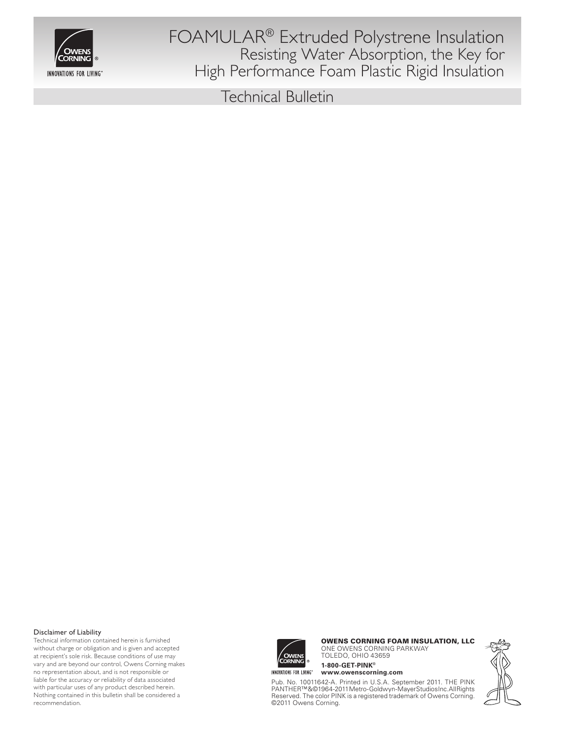# FOAMULAR® Extruded Polystrene Insulation

## Resisting Water Absorption, the Key for High Performance Foam Plastic Rigid Insulation

## Technical Bulletin

Disclaimer of Liability

Technical information contained herein is furnished without charge or obligation and is given and accepted at recipient's sole risk. Because conditions of use may vary and are beyond our control, Owens Corning makes no representation about, and is not responsible or liable for the accuracy or reliability of data associated with particular uses of any product described herein. Nothing contained in this bulletin shall be considered a recommendation.

**OWENS CORNING FOAM INSULATION, LLC**
ONE OWENS CORNING PARKWAY
TOLEDO, OHIO 43659

**1-800-GET-PINK®**
**www.owenscorning.com**

Pub. No. 10011642-A. Printed in U.S.A. September 2011. THE PINK PANTHER™&©1964-2011 Metro-Goldwyn-Mayer Studios Inc. All Rights Reserved. The color PINK is a registered trademark of Owens Corning. ©2011 Owens Corning.